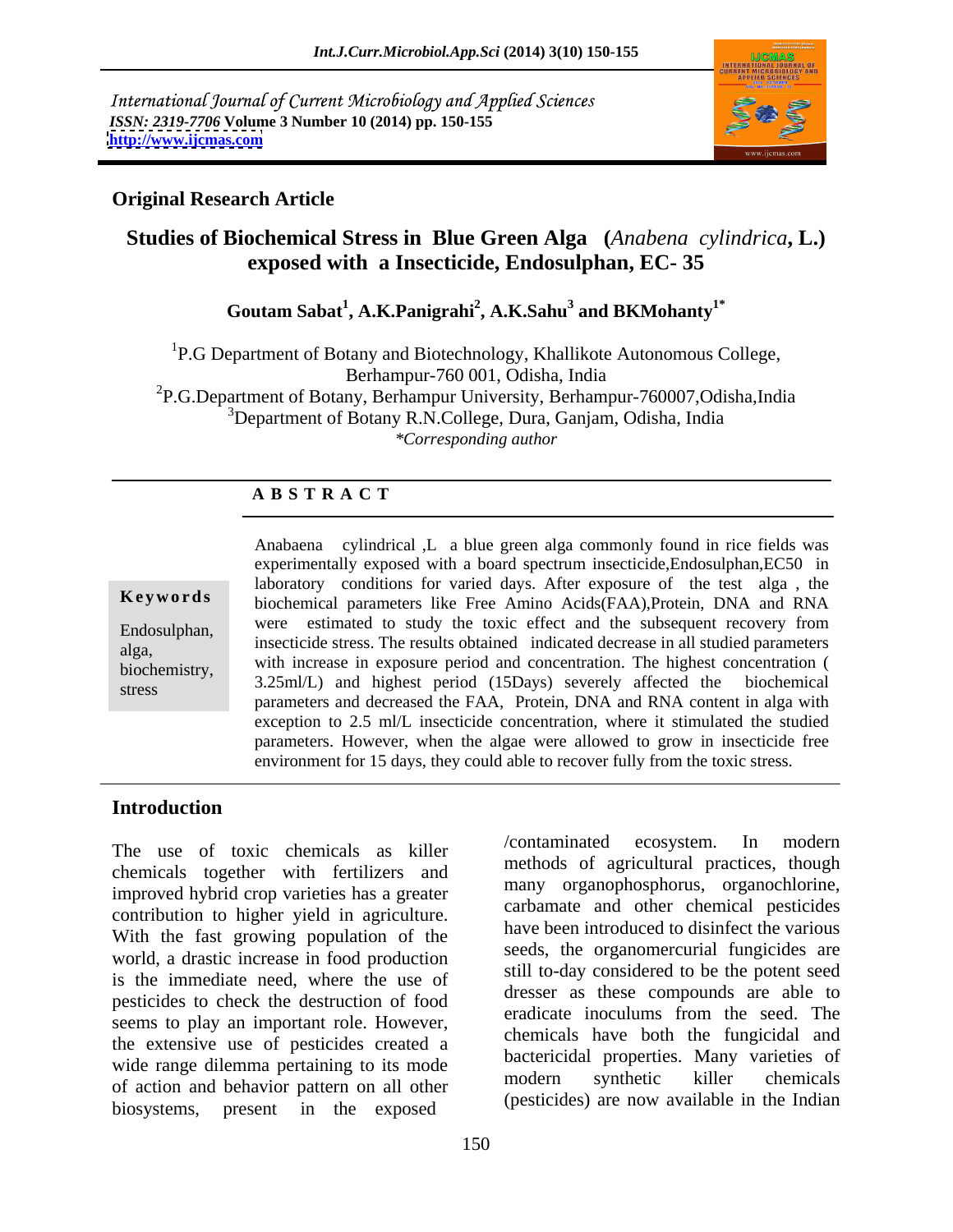International Journal of Current Microbiology and Applied Sciences
*ISSN: 2319-7706* **Volume 3 Number 10 (2014) pp. 150-155**
**http://www.ijcmas.com**

**Original Research Article**

# Studies of Biochemical Stress in Blue Green Alga (*Anabena cylindrica*, L.) exposed with a Insecticide, Endosulphan, EC- 35

**Goutam Sabat[1], A.K.Panigrahi[2], A.K.Sahu[3] and BKMohanty[1*]**

[1]P.G Department of Botany and Biotechnology, Khallikote Autonomous College, Berhampur-760 001, Odisha, India
[2]P.G.Department of Botany, Berhampur University, Berhampur-760007,Odisha,India
[3]Department of Botany R.N.College, Dura, Ganjam, Odisha, India
*\*Corresponding author*

## A B S T R A C T

**Keywords**

Endosulphan, alga, biochemistry, stress

Anabaena cylindrical ,L a blue green alga commonly found in rice fields was experimentally exposed with a board spectrum insecticide,Endosulphan,EC50 in laboratory conditions for varied days. After exposure of the test alga , the biochemical parameters like Free Amino Acids(FAA),Protein, DNA and RNA were estimated to study the toxic effect and the subsequent recovery from insecticide stress. The results obtained indicated decrease in all studied parameters with increase in exposure period and concentration. The highest concentration ( 3.25ml/L) and highest period (15Days) severely affected the biochemical parameters and decreased the FAA, Protein, DNA and RNA content in alga with exception to 2.5 ml/L insecticide concentration, where it stimulated the studied parameters. However, when the algae were allowed to grow in insecticide free environment for 15 days, they could able to recover fully from the toxic stress.

## Introduction

The use of toxic chemicals as killer chemicals together with fertilizers and improved hybrid crop varieties has a greater contribution to higher yield in agriculture. With the fast growing population of the world, a drastic increase in food production is the immediate need, where the use of pesticides to check the destruction of food seems to play an important role. However, the extensive use of pesticides created a wide range dilemma pertaining to its mode of action and behavior pattern on all other biosystems, present in the exposed /contaminated ecosystem. In modern methods of agricultural practices, though many organophosphorus, organochlorine, carbamate and other chemical pesticides have been introduced to disinfect the various seeds, the organomercurial fungicides are still to-day considered to be the potent seed dresser as these compounds are able to eradicate inoculums from the seed. The chemicals have both the fungicidal and bactericidal properties. Many varieties of modern synthetic killer chemicals (pesticides) are now available in the Indian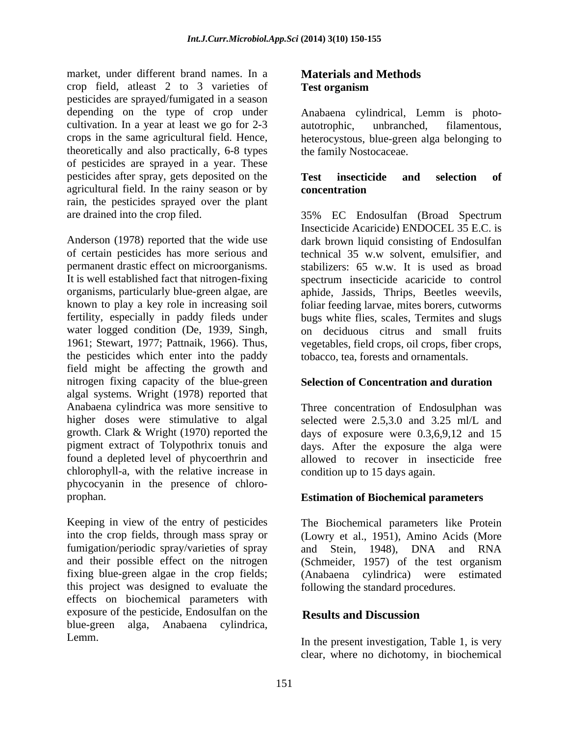market, under different brand names. In a crop field, atleast 2 to 3 varieties of pesticides are sprayed/fumigated in a season depending on the type of crop under cultivation. In a year at least we go for 2-3 crops in the same agricultural field. Hence, theoretically and also practically, 6-8 types of pesticides are sprayed in a year. These pesticides after spray, gets deposited on the agricultural field. In the rainy season or by rain, the pesticides sprayed over the plant are drained into the crop filed.

Anderson (1978) reported that the wide use of certain pesticides has more serious and permanent drastic effect on microorganisms. It is well established fact that nitrogen-fixing organisms, particularly blue-green algae, are known to play a key role in increasing soil fertility, especially in paddy fileds under water logged condition (De, 1939, Singh, 1961; Stewart, 1977; Pattnaik, 1966). Thus, the pesticides which enter into the paddy field might be affecting the growth and nitrogen fixing capacity of the blue-green algal systems. Wright (1978) reported that Anabaena cylindrica was more sensitive to higher doses were stimulative to algal growth. Clark & Wright (1970) reported the pigment extract of Tolypothrix tonuis and found a depleted level of phycoerthrin and chlorophyll-a, with the relative increase in phycocyanin in the presence of chloro-prophan.

Keeping in view of the entry of pesticides into the crop fields, through mass spray or fumigation/periodic spray/varieties of spray and their possible effect on the nitrogen fixing blue-green algae in the crop fields; this project was designed to evaluate the effects on biochemical parameters with exposure of the pesticide, Endosulfan on the blue-green alga, Anabaena cylindrica, Lemm.

## Materials and Methods

### Test organism

Anabaena cylindrical, Lemm is photo-autotrophic, unbranched, filamentous, heterocystous, blue-green alga belonging to the family Nostocaceae.

### Test insecticide and selection of concentration

35% EC Endosulfan (Broad Spectrum Insecticide Acaricide) ENDOCEL 35 E.C. is dark brown liquid consisting of Endosulfan technical 35 w.w solvent, emulsifier, and stabilizers: 65 w.w. It is used as broad spectrum insecticide acaricide to control aphide, Jassids, Thrips, Beetles weevils, foliar feeding larvae, mites borers, cutworms bugs white flies, scales, Termites and slugs on deciduous citrus and small fruits vegetables, field crops, oil crops, fiber crops, tobacco, tea, forests and ornamentals.

### Selection of Concentration and duration

Three concentration of Endosulphan was selected were 2.5,3.0 and 3.25 ml/L and days of exposure were 0.3,6,9,12 and 15 days. After the exposure the alga were allowed to recover in insecticide free condition up to 15 days again.

### Estimation of Biochemical parameters

The Biochemical parameters like Protein (Lowry et al., 1951), Amino Acids (More and Stein, 1948), DNA and RNA (Schmeider, 1957) of the test organism (Anabaena cylindrica) were estimated following the standard procedures.

## Results and Discussion

In the present investigation, Table 1, is very clear, where no dichotomy, in biochemical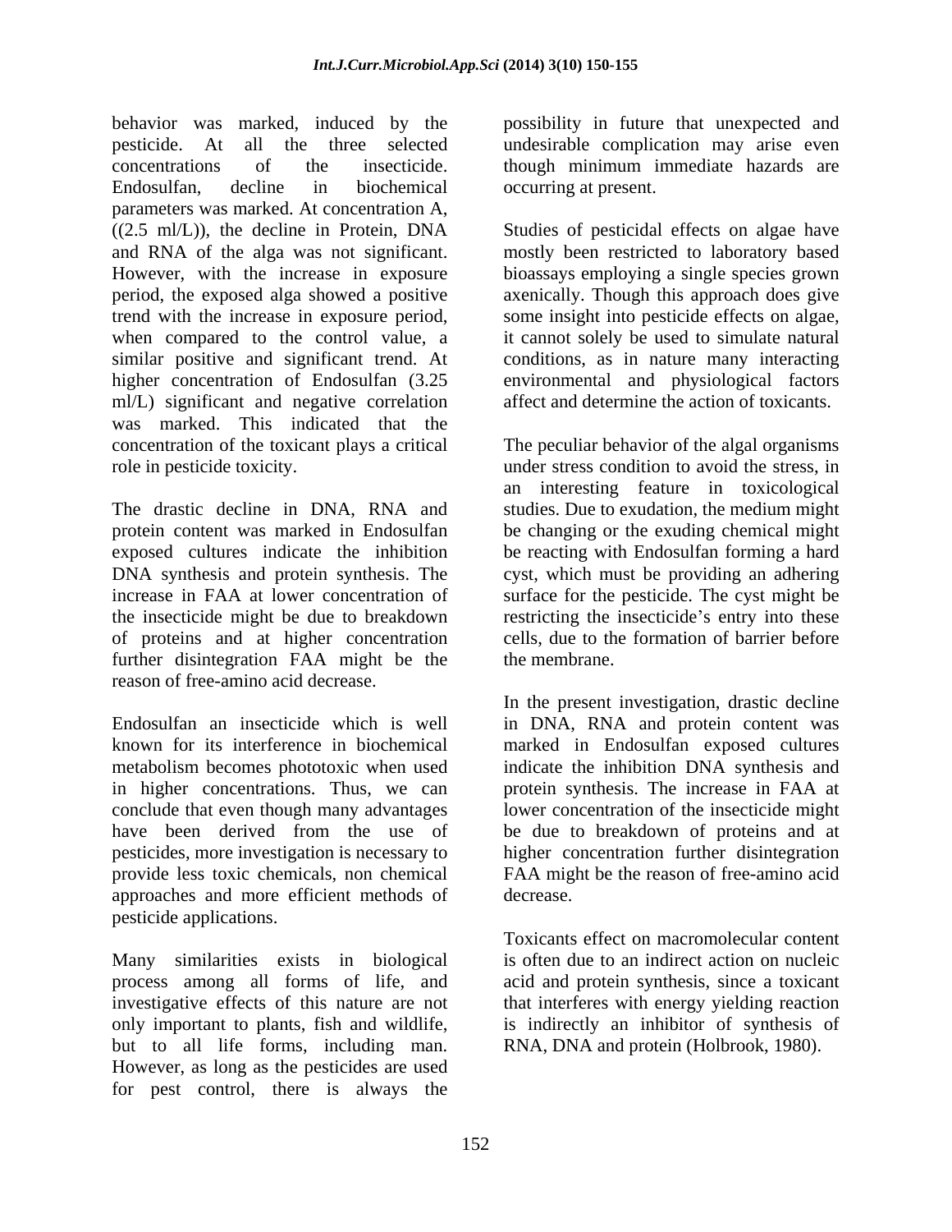behavior was marked, induced by the pesticide. At all the three selected concentrations of the insecticide. Endosulfan, decline in biochemical parameters was marked. At concentration A, ((2.5 ml/L)), the decline in Protein, DNA and RNA of the alga was not significant. However, with the increase in exposure period, the exposed alga showed a positive trend with the increase in exposure period, when compared to the control value, a similar positive and significant trend. At higher concentration of Endosulfan (3.25 ml/L) significant and negative correlation was marked. This indicated that the concentration of the toxicant plays a critical role in pesticide toxicity.

The drastic decline in DNA, RNA and protein content was marked in Endosulfan exposed cultures indicate the inhibition DNA synthesis and protein synthesis. The increase in FAA at lower concentration of the insecticide might be due to breakdown of proteins and at higher concentration further disintegration FAA might be the reason of free-amino acid decrease.

Endosulfan an insecticide which is well known for its interference in biochemical metabolism becomes phototoxic when used in higher concentrations. Thus, we can conclude that even though many advantages have been derived from the use of pesticides, more investigation is necessary to provide less toxic chemicals, non chemical approaches and more efficient methods of pesticide applications.

Many similarities exists in biological process among all forms of life, and investigative effects of this nature are not only important to plants, fish and wildlife, but to all life forms, including man. However, as long as the pesticides are used for pest control, there is always the possibility in future that unexpected and undesirable complication may arise even though minimum immediate hazards are occurring at present.

Studies of pesticidal effects on algae have mostly been restricted to laboratory based bioassays employing a single species grown axenically. Though this approach does give some insight into pesticide effects on algae, it cannot solely be used to simulate natural conditions, as in nature many interacting environmental and physiological factors affect and determine the action of toxicants.

The peculiar behavior of the algal organisms under stress condition to avoid the stress, in an interesting feature in toxicological studies. Due to exudation, the medium might be changing or the exuding chemical might be reacting with Endosulfan forming a hard cyst, which must be providing an adhering surface for the pesticide. The cyst might be restricting the insecticide's entry into these cells, due to the formation of barrier before the membrane.

In the present investigation, drastic decline in DNA, RNA and protein content was marked in Endosulfan exposed cultures indicate the inhibition DNA synthesis and protein synthesis. The increase in FAA at lower concentration of the insecticide might be due to breakdown of proteins and at higher concentration further disintegration FAA might be the reason of free-amino acid decrease.

Toxicants effect on macromolecular content is often due to an indirect action on nucleic acid and protein synthesis, since a toxicant that interferes with energy yielding reaction is indirectly an inhibitor of synthesis of RNA, DNA and protein (Holbrook, 1980).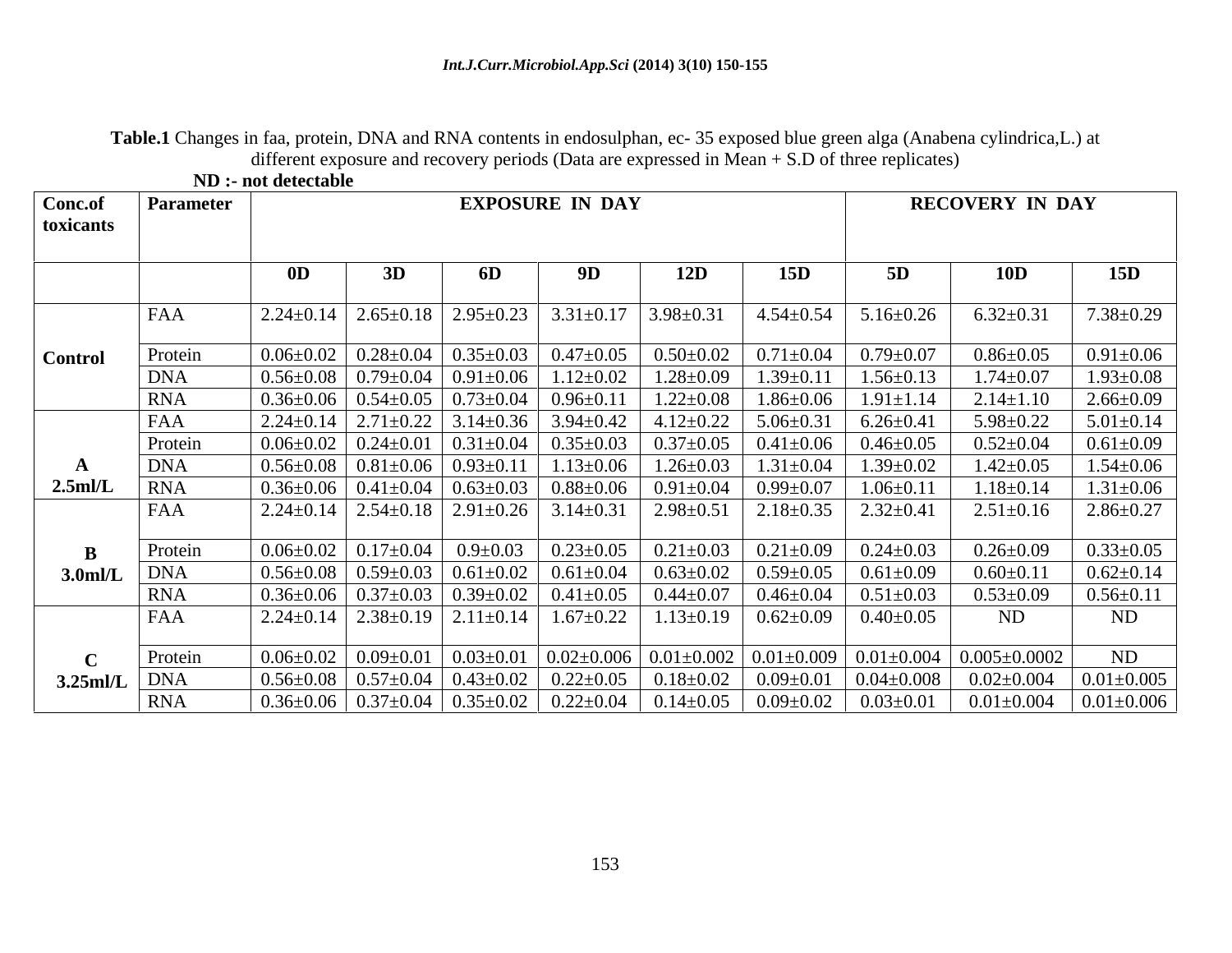**Table.1** Changes in faa, protein, DNA and RNA contents in endosulphan, ec- 35 exposed blue green alga (Anabena cylindrica,L.) at different exposure and recovery periods (Data are expressed in Mean + S.D of three replicates)

**ND :- not detectable**

| Conc.of toxicants | Parameter | EXPOSURE IN DAY | | | | | | RECOVERY IN DAY | | |
|---|---|---|---|---|---|---|---|---|---|---|
| | | **0D** | **3D** | **6D** | **9D** | **12D** | **15D** | **5D** | **10D** | **15D** |
| **Control** | FAA | 2.24±0.14 | 2.65±0.18 | 2.95±0.23 | 3.31±0.17 | 3.98±0.31 | 4.54±0.54 | 5.16±0.26 | 6.32±0.31 | 7.38±0.29 |
| | Protein | 0.06±0.02 | 0.28±0.04 | 0.35±0.03 | 0.47±0.05 | 0.50±0.02 | 0.71±0.04 | 0.79±0.07 | 0.86±0.05 | 0.91±0.06 |
| | DNA | 0.56±0.08 | 0.79±0.04 | 0.91±0.06 | 1.12±0.02 | 1.28±0.09 | 1.39±0.11 | 1.56±0.13 | 1.74±0.07 | 1.93±0.08 |
| | RNA | 0.36±0.06 | 0.54±0.05 | 0.73±0.04 | 0.96±0.11 | 1.22±0.08 | 1.86±0.06 | 1.91±1.14 | 2.14±1.10 | 2.66±0.09 |
| **A 2.5ml/L** | FAA | 2.24±0.14 | 2.71±0.22 | 3.14±0.36 | 3.94±0.42 | 4.12±0.22 | 5.06±0.31 | 6.26±0.41 | 5.98±0.22 | 5.01±0.14 |
| | Protein | 0.06±0.02 | 0.24±0.01 | 0.31±0.04 | 0.35±0.03 | 0.37±0.05 | 0.41±0.06 | 0.46±0.05 | 0.52±0.04 | 0.61±0.09 |
| | DNA | 0.56±0.08 | 0.81±0.06 | 0.93±0.11 | 1.13±0.06 | 1.26±0.03 | 1.31±0.04 | 1.39±0.02 | 1.42±0.05 | 1.54±0.06 |
| | RNA | 0.36±0.06 | 0.41±0.04 | 0.63±0.03 | 0.88±0.06 | 0.91±0.04 | 0.99±0.07 | 1.06±0.11 | 1.18±0.14 | 1.31±0.06 |
| **B 3.0ml/L** | FAA | 2.24±0.14 | 2.54±0.18 | 2.91±0.26 | 3.14±0.31 | 2.98±0.51 | 2.18±0.35 | 2.32±0.41 | 2.51±0.16 | 2.86±0.27 |
| | Protein | 0.06±0.02 | 0.17±0.04 | 0.9±0.03 | 0.23±0.05 | 0.21±0.03 | 0.21±0.09 | 0.24±0.03 | 0.26±0.09 | 0.33±0.05 |
| | DNA | 0.56±0.08 | 0.59±0.03 | 0.61±0.02 | 0.61±0.04 | 0.63±0.02 | 0.59±0.05 | 0.61±0.09 | 0.60±0.11 | 0.62±0.14 |
| | RNA | 0.36±0.06 | 0.37±0.03 | 0.39±0.02 | 0.41±0.05 | 0.44±0.07 | 0.46±0.04 | 0.51±0.03 | 0.53±0.09 | 0.56±0.11 |
| **C 3.25ml/L** | FAA | 2.24±0.14 | 2.38±0.19 | 2.11±0.14 | 1.67±0.22 | 1.13±0.19 | 0.62±0.09 | 0.40±0.05 | ND | ND |
| | Protein | 0.06±0.02 | 0.09±0.01 | 0.03±0.01 | 0.02±0.006 | 0.01±0.002 | 0.01±0.009 | 0.01±0.004 | 0.005±0.0002 | ND |
| | DNA | 0.56±0.08 | 0.57±0.04 | 0.43±0.02 | 0.22±0.05 | 0.18±0.02 | 0.09±0.01 | 0.04±0.008 | 0.02±0.004 | 0.01±0.005 |
| | RNA | 0.36±0.06 | 0.37±0.04 | 0.35±0.02 | 0.22±0.04 | 0.14±0.05 | 0.09±0.02 | 0.03±0.01 | 0.01±0.004 | 0.01±0.006 |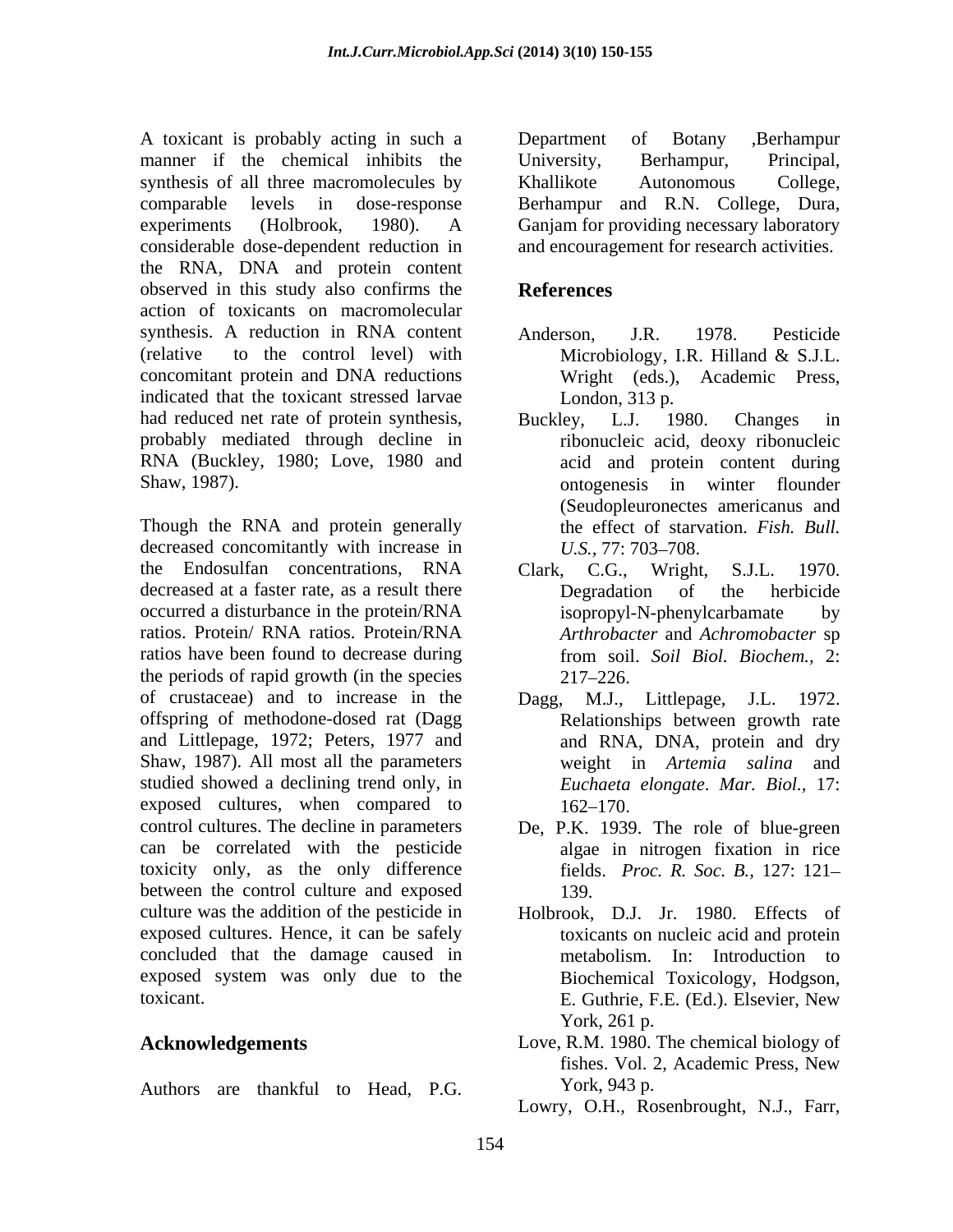A toxicant is probably acting in such a manner if the chemical inhibits the synthesis of all three macromolecules by comparable levels in dose-response experiments (Holbrook, 1980). A considerable dose-dependent reduction in the RNA, DNA and protein content observed in this study also confirms the action of toxicants on macromolecular synthesis. A reduction in RNA content (relative to the control level) with concomitant protein and DNA reductions indicated that the toxicant stressed larvae had reduced net rate of protein synthesis, probably mediated through decline in RNA (Buckley, 1980; Love, 1980 and Shaw, 1987).

Though the RNA and protein generally decreased concomitantly with increase in the Endosulfan concentrations, RNA decreased at a faster rate, as a result there occurred a disturbance in the protein/RNA ratios. Protein/ RNA ratios. Protein/RNA ratios have been found to decrease during the periods of rapid growth (in the species of crustaceae) and to increase in the offspring of methodone-dosed rat (Dagg and Littlepage, 1972; Peters, 1977 and Shaw, 1987). All most all the parameters studied showed a declining trend only, in exposed cultures, when compared to control cultures. The decline in parameters can be correlated with the pesticide toxicity only, as the only difference between the control culture and exposed culture was the addition of the pesticide in exposed cultures. Hence, it can be safely concluded that the damage caused in exposed system was only due to the toxicant.

## Acknowledgements

Authors are thankful to Head, P.G. Department of Botany ,Berhampur University, Berhampur, Principal, Khallikote Autonomous College, Berhampur and R.N. College, Dura, Ganjam for providing necessary laboratory and encouragement for research activities.

## References

Anderson, J.R. 1978. Pesticide Microbiology, I.R. Hilland & S.J.L. Wright (eds.), Academic Press, London, 313 p.

Buckley, L.J. 1980. Changes in ribonucleic acid, deoxy ribonucleic acid and protein content during ontogenesis in winter flounder (Seudopleuronectes americanus and the effect of starvation. *Fish. Bull. U.S.,* 77: 703–708.

Clark, C.G., Wright, S.J.L. 1970. Degradation of the herbicide isopropyl-N-phenylcarbamate by *Arthrobacter* and *Achromobacter* sp from soil. *Soil Biol. Biochem.,* 2: 217–226.

Dagg, M.J., Littlepage, J.L. 1972. Relationships between growth rate and RNA, DNA, protein and dry weight in *Artemia salina* and *Euchaeta elongate*. *Mar. Biol.,* 17: 162–170.

De, P.K. 1939. The role of blue-green algae in nitrogen fixation in rice fields. *Proc. R. Soc. B.,* 127: 121–139.

Holbrook, D.J. Jr. 1980. Effects of toxicants on nucleic acid and protein metabolism. In: Introduction to Biochemical Toxicology, Hodgson, E. Guthrie, F.E. (Ed.). Elsevier, New York, 261 p.

Love, R.M. 1980. The chemical biology of fishes. Vol. 2, Academic Press, New York, 943 p.

Lowry, O.H., Rosenbrought, N.J., Farr,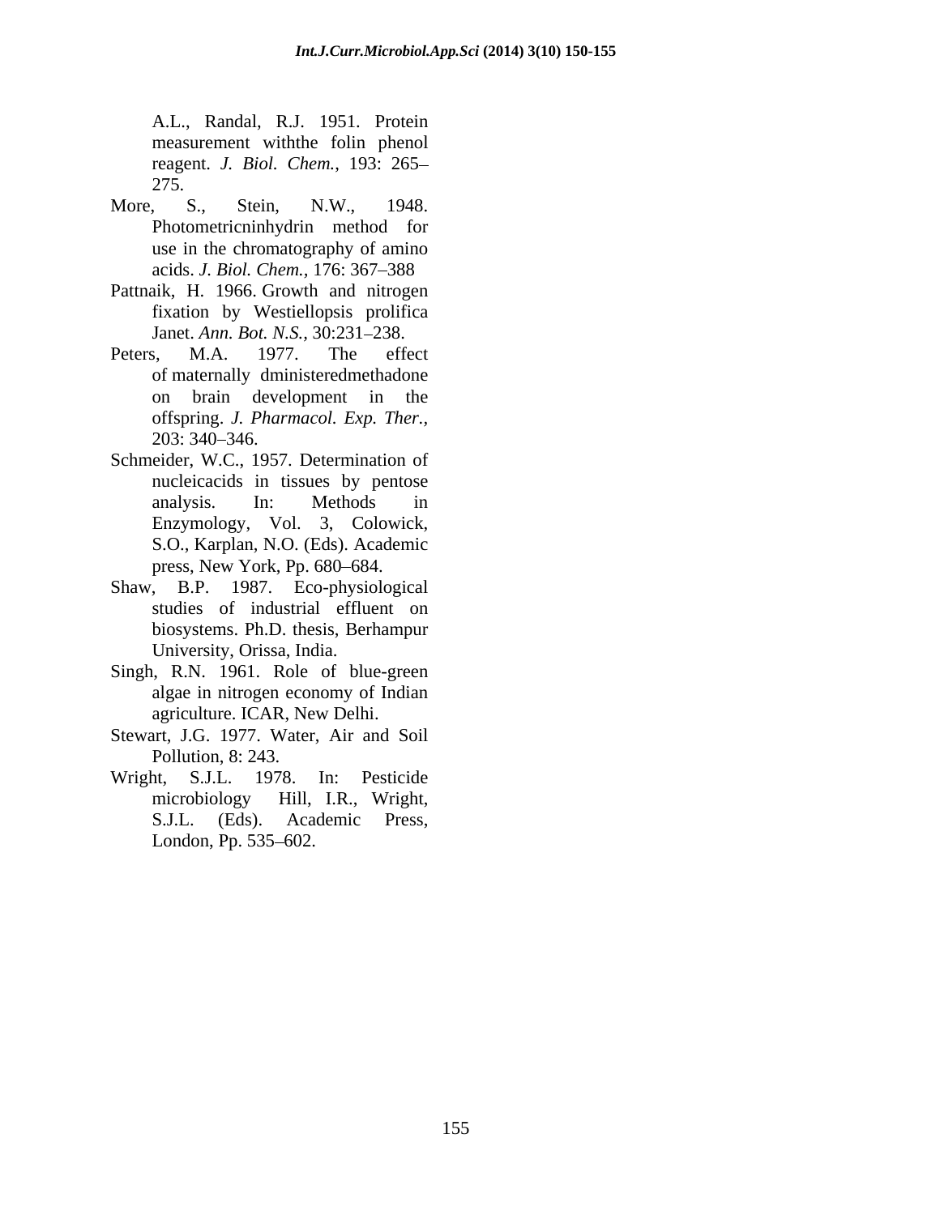A.L., Randal, R.J. 1951. Protein measurement withthe folin phenol reagent. *J. Biol. Chem.*, 193: 265–275.

More, S., Stein, N.W., 1948. Photometricninhydrin method for use in the chromatography of amino acids. *J. Biol. Chem.*, 176: 367–388

Pattnaik, H. 1966. Growth and nitrogen fixation by Westiellopsis prolifica Janet. *Ann. Bot. N.S.*, 30:231–238.

Peters, M.A. 1977. The effect of maternally dministeredmethadone on brain development in the offspring. *J. Pharmacol. Exp. Ther.*, 203: 340–346.

Schmeider, W.C., 1957. Determination of nucleicacids in tissues by pentose analysis. In: Methods in Enzymology, Vol. 3, Colowick, S.O., Karplan, N.O. (Eds). Academic press, New York, Pp. 680–684.

Shaw, B.P. 1987. Eco-physiological studies of industrial effluent on biosystems. Ph.D. thesis, Berhampur University, Orissa, India.

Singh, R.N. 1961. Role of blue-green algae in nitrogen economy of Indian agriculture. ICAR, New Delhi.

Stewart, J.G. 1977. Water, Air and Soil Pollution, 8: 243.

Wright, S.J.L. 1978. In: Pesticide microbiology Hill, I.R., Wright, S.J.L. (Eds). Academic Press, London, Pp. 535–602.